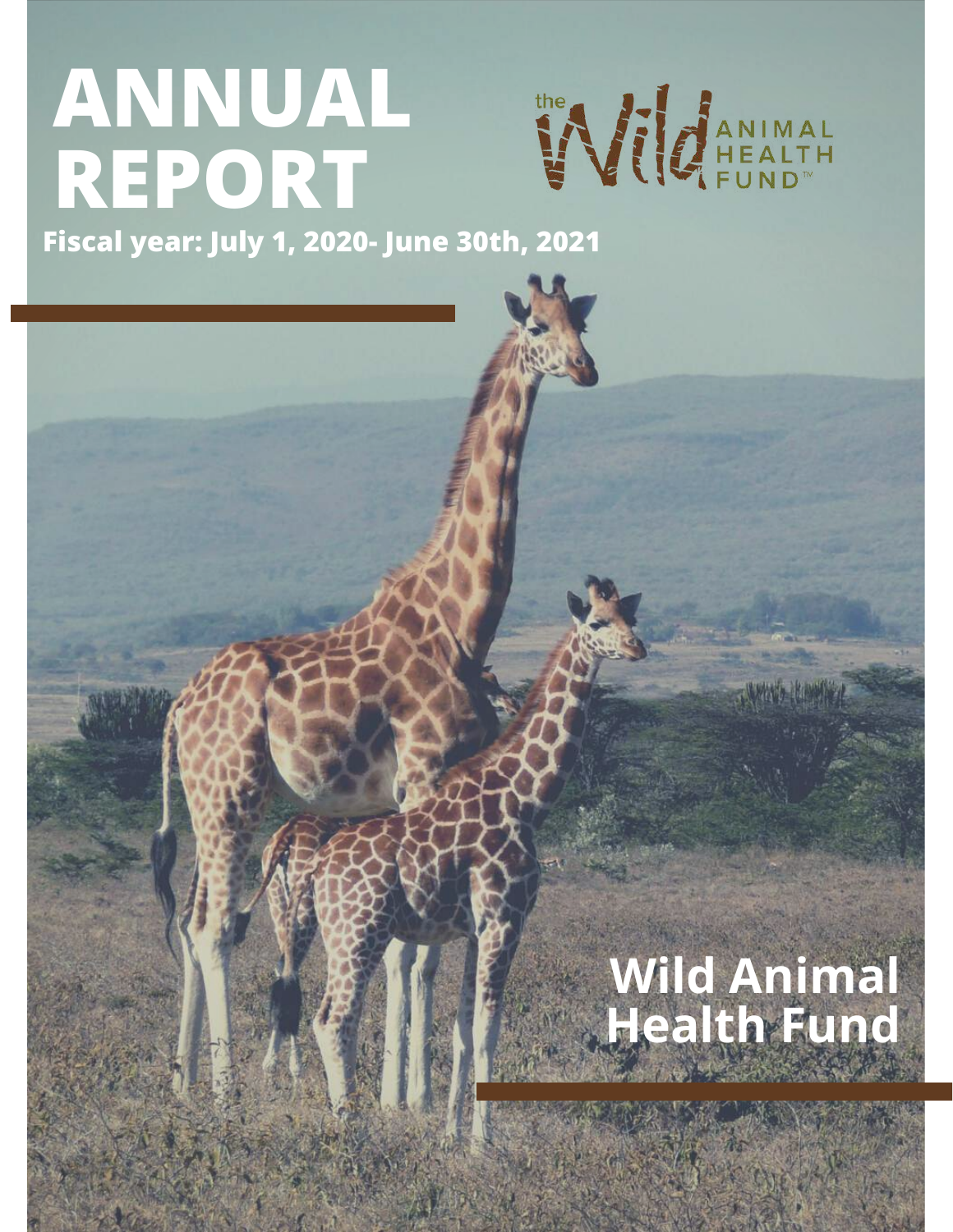# ANNUAL REPORT

the Wild ANIMAL HEALTH FUND™

**Fiscal year: July 1, 2020- June 30th, 2021**

## Wild Animal Health Fund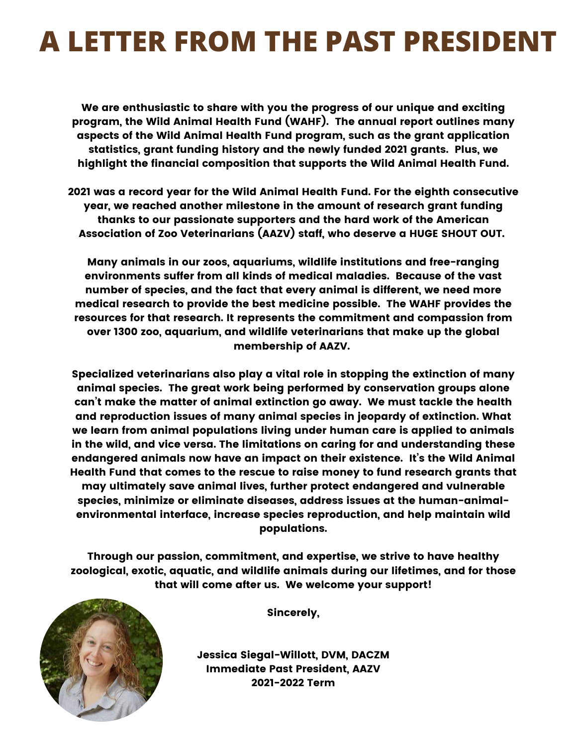# A LETTER FROM THE PAST PRESIDENT

**We are enthusiastic to share with you the progress of our unique and exciting program, the Wild Animal Health Fund (WAHF). The annual report outlines many aspects of the Wild Animal Health Fund program, such as the grant application statistics, grant funding history and the newly funded 2021 grants. Plus, we highlight the financial composition that supports the Wild Animal Health Fund.**

**2021 was a record year for the Wild Animal Health Fund. For the eighth consecutive year, we reached another milestone in the amount of research grant funding thanks to our passionate supporters and the hard work of the American Association of Zoo Veterinarians (AAZV) staff, who deserve a HUGE SHOUT OUT.**

**Many animals in our zoos, aquariums, wildlife institutions and free-ranging environments suffer from all kinds of medical maladies. Because of the vast number of species, and the fact that every animal is different, we need more medical research to provide the best medicine possible. The WAHF provides the resources for that research. It represents the commitment and compassion from over 1300 zoo, aquarium, and wildlife veterinarians that make up the global membership of AAZV.**

**Specialized veterinarians also play a vital role in stopping the extinction of many animal species. The great work being performed by conservation groups alone can't make the matter of animal extinction go away. We must tackle the health and reproduction issues of many animal species in jeopardy of extinction. What we learn from animal populations living under human care is applied to animals in the wild, and vice versa. The limitations on caring for and understanding these endangered animals now have an impact on their existence. It's the Wild Animal Health Fund that comes to the rescue to raise money to fund research grants that may ultimately save animal lives, further protect endangered and vulnerable species, minimize or eliminate diseases, address issues at the human-animal-environmental interface, increase species reproduction, and help maintain wild populations.**

**Through our passion, commitment, and expertise, we strive to have healthy zoological, exotic, aquatic, and wildlife animals during our lifetimes, and for those that will come after us. We welcome your support!**

**Sincerely,**

**Jessica Siegal-Willott, DVM, DACZM**
**Immediate Past President, AAZV**
**2021-2022 Term**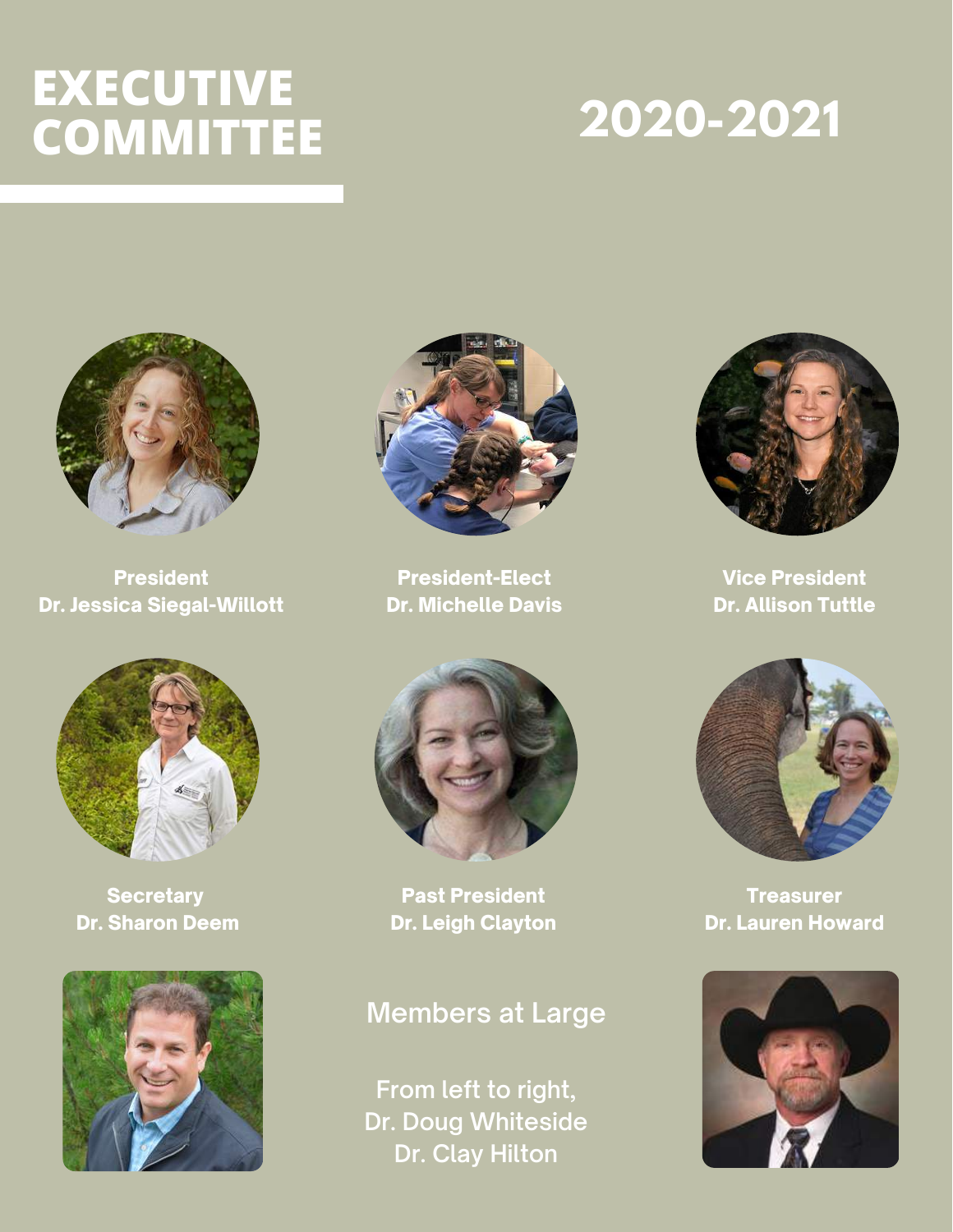# EXECUTIVE COMMITTEE

## 2020-2021

**President**
**Dr. Jessica Siegal-Willott**

**President-Elect**
**Dr. Michelle Davis**

**Vice President**
**Dr. Allison Tuttle**

**Secretary**
**Dr. Sharon Deem**

**Past President**
**Dr. Leigh Clayton**

**Treasurer**
**Dr. Lauren Howard**

Members at Large

From left to right,
Dr. Doug Whiteside
Dr. Clay Hilton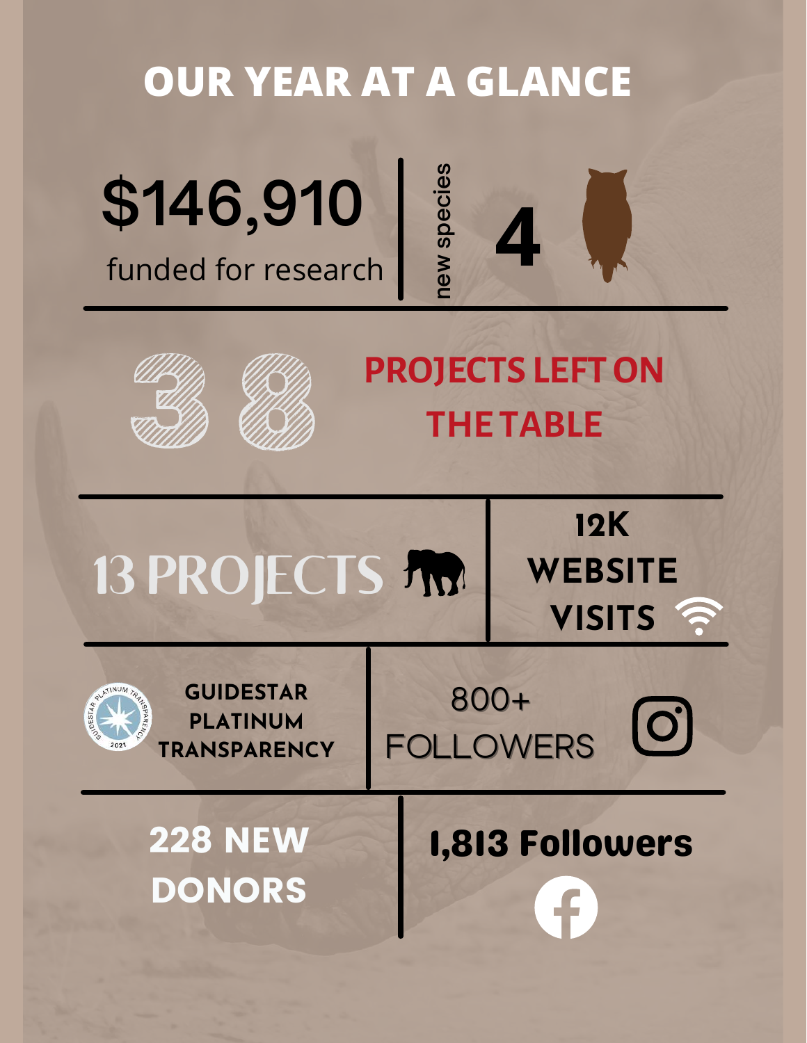# OUR YEAR AT A GLANCE

**$146,910**
funded for research

new species **4**

**38** PROJECTS LEFT ON THE TABLE

**13 PROJECTS**

**12K WEBSITE VISITS**

**GUIDESTAR PLATINUM TRANSPARENCY**

800+ FOLLOWERS

**228 NEW DONORS**

**1,813 Followers**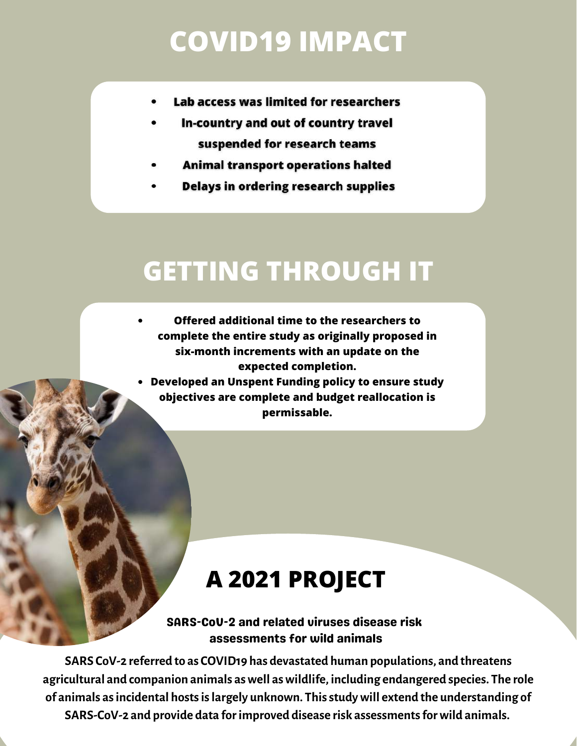# COVID19 IMPACT

- **Lab access was limited for researchers**
- **In-country and out of country travel suspended for research teams**
- **Animal transport operations halted**
- **Delays in ordering research supplies**

# GETTING THROUGH IT

- **Offered additional time to the researchers to complete the entire study as originally proposed in six-month increments with an update on the expected completion.**
- **Developed an Unspent Funding policy to ensure study objectives are complete and budget reallocation is permissable.**

# A 2021 PROJECT

**SARS-CoV-2 and related viruses disease risk assessments for wild animals**

**SARS CoV-2 referred to as COVID19 has devastated human populations, and threatens agricultural and companion animals as well as wildlife, including endangered species. The role of animals as incidental hosts is largely unknown. This study will extend the understanding of SARS-CoV-2 and provide data for improved disease risk assessments for wild animals.**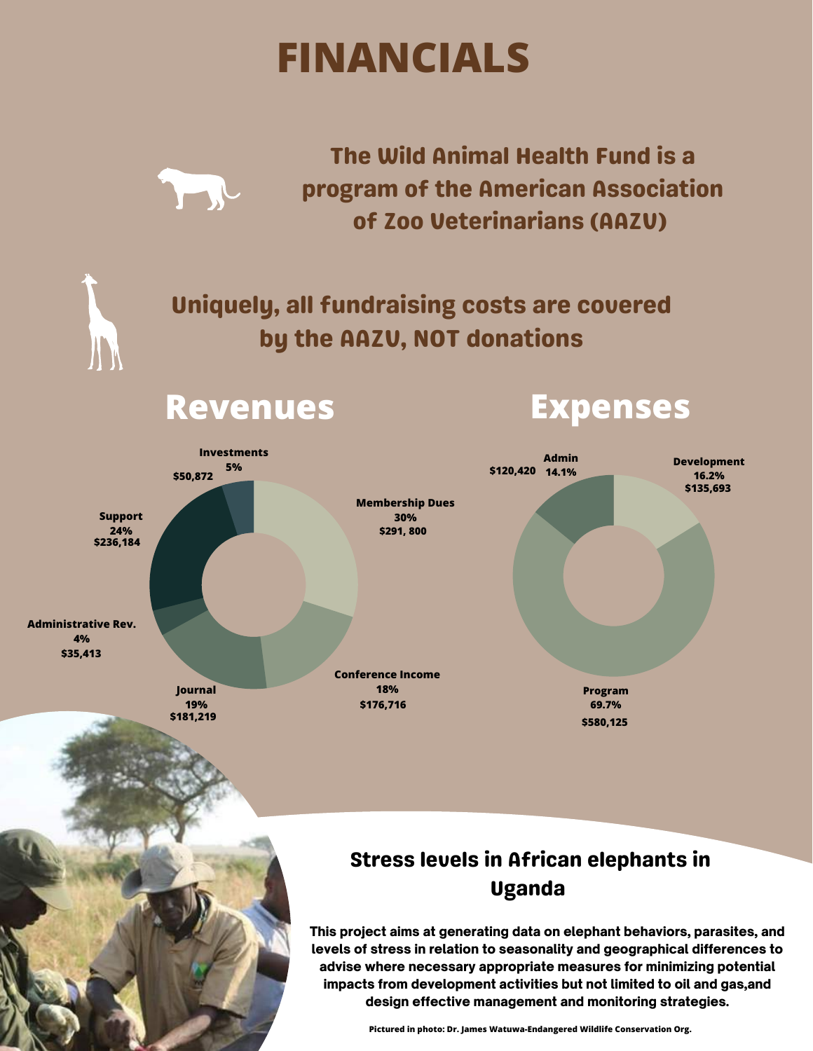# FINANCIALS

**The Wild Animal Health Fund is a program of the American Association of Zoo Veterinarians (AAZV)**

**Uniquely, all fundraising costs are covered by the AAZV, NOT donations**

## Revenues

| Category | Percent | Amount |
|---|---|---|
| Membership Dues | 30% | $291, 800 |
| Conference Income | 18% | $176,716 |
| Journal | 19% | $181,219 |
| Administrative Rev. | 4% | $35,413 |
| Support | 24% | $236,184 |
| Investments | 5% | $50,872 |

## Expenses

| Category | Percent | Amount |
|---|---|---|
| Development | 16.2% | $135,693 |
| Program | 69.7% | $580,125 |
| Admin | 14.1% | $120,420 |

## Stress levels in African elephants in Uganda

**This project aims at generating data on elephant behaviors, parasites, and levels of stress in relation to seasonality and geographical differences to advise where necessary appropriate measures for minimizing potential impacts from development activities but not limited to oil and gas,and design effective management and monitoring strategies.**

Pictured in photo: Dr. James Watuwa-Endangered Wildlife Conservation Org.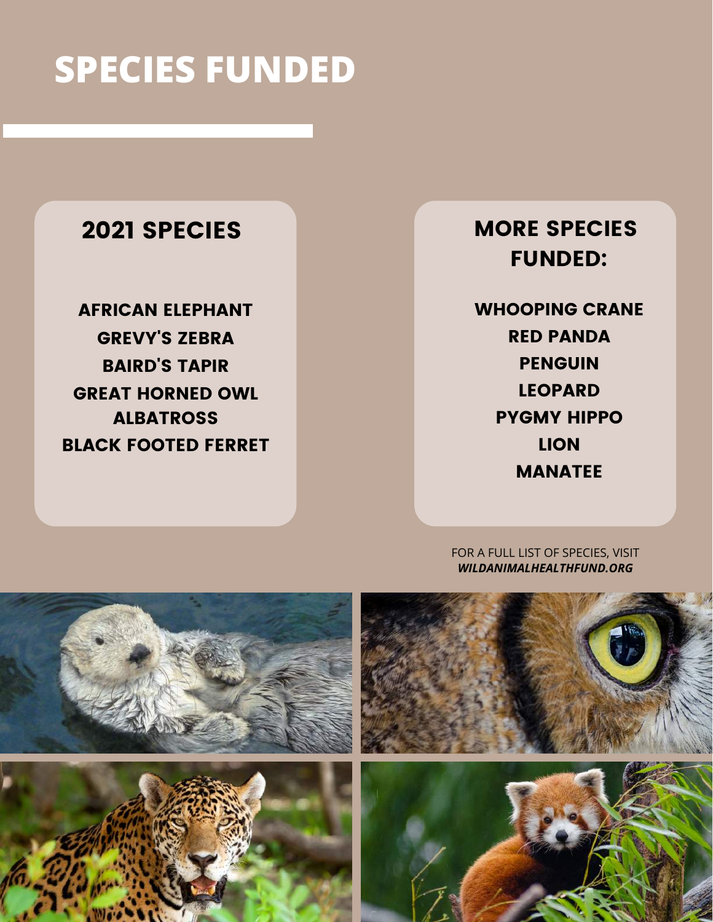# SPECIES FUNDED

## 2021 SPECIES

**AFRICAN ELEPHANT**
**GREVY'S ZEBRA**
**BAIRD'S TAPIR**
**GREAT HORNED OWL**
**ALBATROSS**
**BLACK FOOTED FERRET**

## MORE SPECIES FUNDED:

**WHOOPING CRANE**
**RED PANDA**
**PENGUIN**
**LEOPARD**
**PYGMY HIPPO**
**LION**
**MANATEE**

FOR A FULL LIST OF SPECIES, VISIT
***WILDANIMALHEALTHFUND.ORG***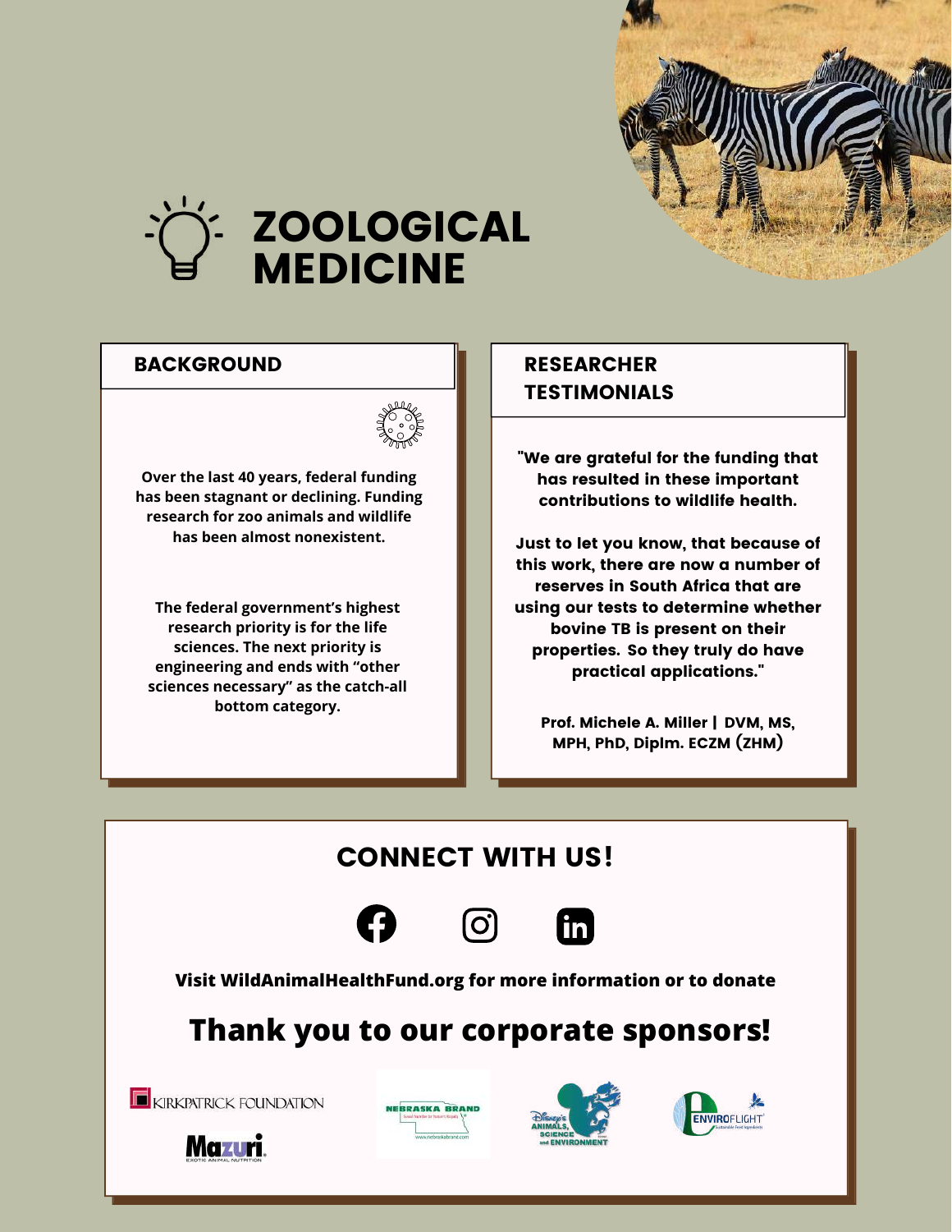# ZOOLOGICAL MEDICINE

## BACKGROUND

Over the last 40 years, federal funding has been stagnant or declining. Funding research for zoo animals and wildlife has been almost nonexistent.

The federal government's highest research priority is for the life sciences. The next priority is engineering and ends with "other sciences necessary" as the catch-all bottom category.

## RESEARCHER TESTIMONIALS

"We are grateful for the funding that has resulted in these important contributions to wildlife health.

Just to let you know, that because of this work, there are now a number of reserves in South Africa that are using our tests to determine whether bovine TB is present on their properties. So they truly do have practical applications."

Prof. Michele A. Miller | DVM, MS, MPH, PhD, Diplm. ECZM (ZHM)

## CONNECT WITH US!

Visit WildAnimalHealthFund.org for more information or to donate

## Thank you to our corporate sponsors!

KIRKPATRICK FOUNDATION

Mazuri EXOTIC ANIMAL NUTRITION

NEBRASKA BRAND

Disney's ANIMALS, SCIENCE and ENVIRONMENT

ENVIROFLIGHT